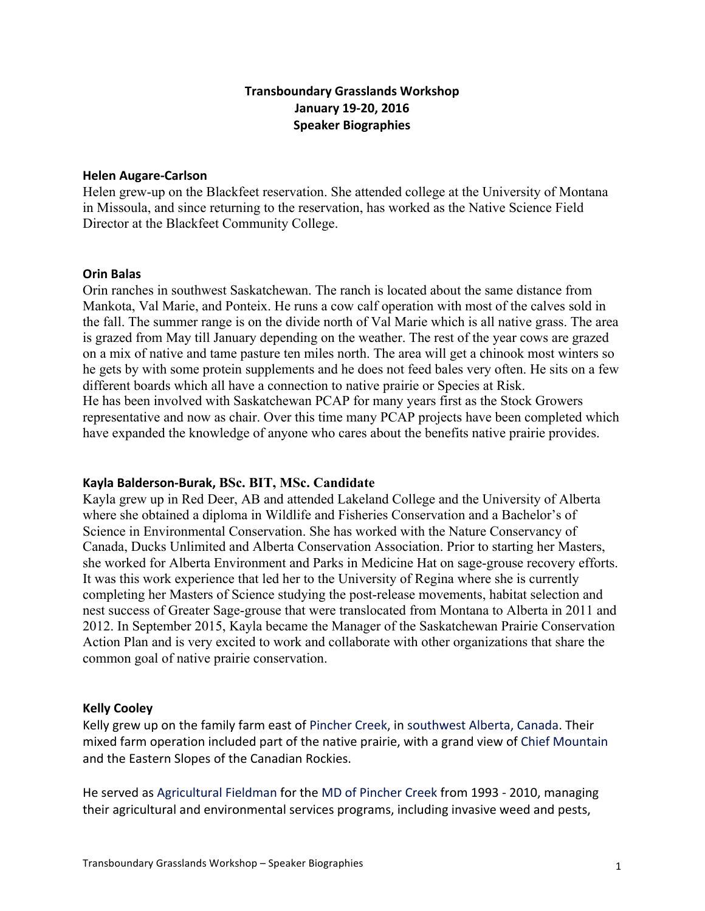# Transboundary Grasslands Workshop
# January 19-20, 2016
# Speaker Biographies

### Helen Augare-Carlson

Helen grew-up on the Blackfeet reservation. She attended college at the University of Montana in Missoula, and since returning to the reservation, has worked as the Native Science Field Director at the Blackfeet Community College.

### Orin Balas

Orin ranches in southwest Saskatchewan. The ranch is located about the same distance from Mankota, Val Marie, and Ponteix. He runs a cow calf operation with most of the calves sold in the fall. The summer range is on the divide north of Val Marie which is all native grass. The area is grazed from May till January depending on the weather. The rest of the year cows are grazed on a mix of native and tame pasture ten miles north. The area will get a chinook most winters so he gets by with some protein supplements and he does not feed bales very often. He sits on a few different boards which all have a connection to native prairie or Species at Risk.
He has been involved with Saskatchewan PCAP for many years first as the Stock Growers representative and now as chair. Over this time many PCAP projects have been completed which have expanded the knowledge of anyone who cares about the benefits native prairie provides.

### Kayla Balderson-Burak, BSc. BIT, MSc. Candidate

Kayla grew up in Red Deer, AB and attended Lakeland College and the University of Alberta where she obtained a diploma in Wildlife and Fisheries Conservation and a Bachelor's of Science in Environmental Conservation. She has worked with the Nature Conservancy of Canada, Ducks Unlimited and Alberta Conservation Association. Prior to starting her Masters, she worked for Alberta Environment and Parks in Medicine Hat on sage-grouse recovery efforts. It was this work experience that led her to the University of Regina where she is currently completing her Masters of Science studying the post-release movements, habitat selection and nest success of Greater Sage-grouse that were translocated from Montana to Alberta in 2011 and 2012. In September 2015, Kayla became the Manager of the Saskatchewan Prairie Conservation Action Plan and is very excited to work and collaborate with other organizations that share the common goal of native prairie conservation.

### Kelly Cooley

Kelly grew up on the family farm east of Pincher Creek, in southwest Alberta, Canada. Their mixed farm operation included part of the native prairie, with a grand view of Chief Mountain and the Eastern Slopes of the Canadian Rockies.

He served as Agricultural Fieldman for the MD of Pincher Creek from 1993 - 2010, managing their agricultural and environmental services programs, including invasive weed and pests,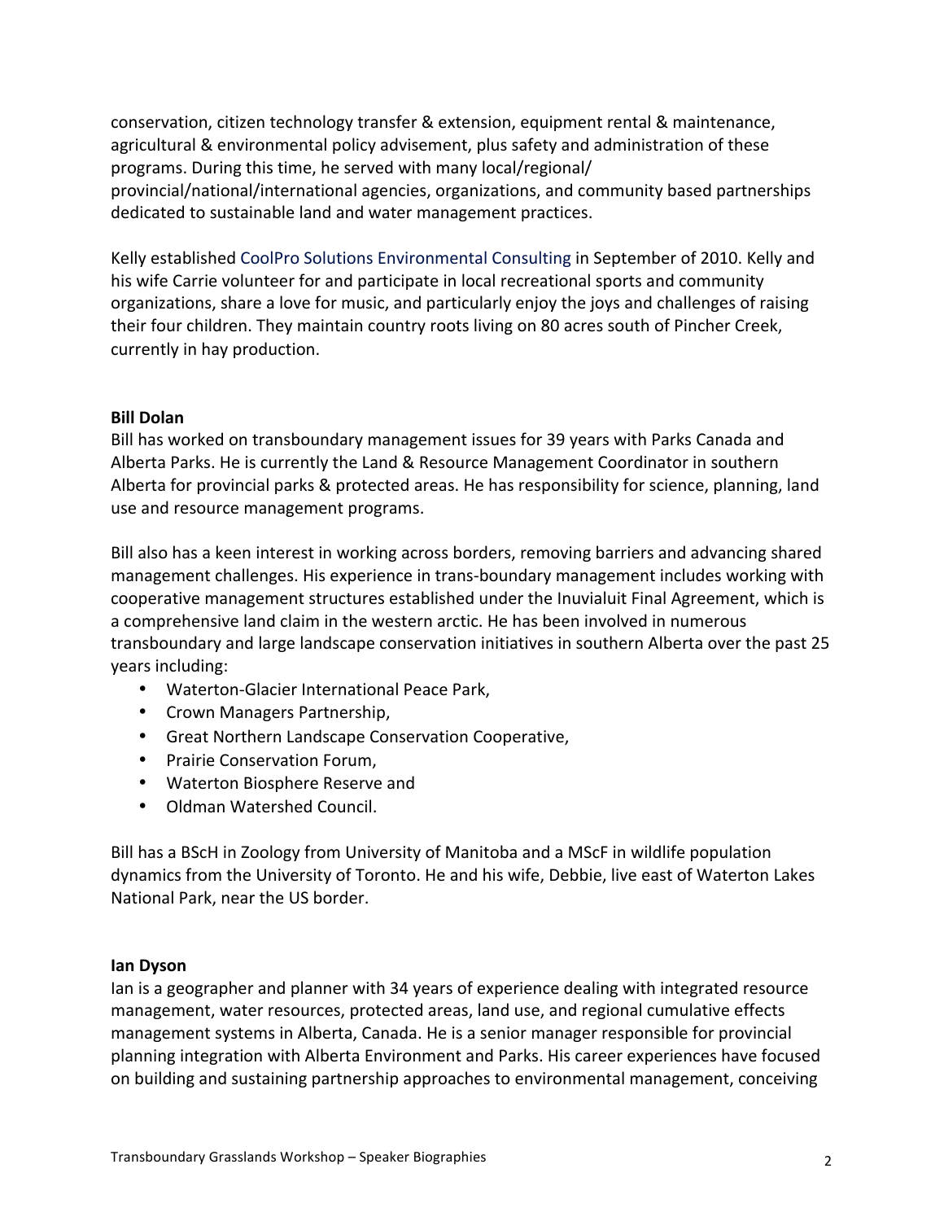conservation, citizen technology transfer & extension, equipment rental & maintenance, agricultural & environmental policy advisement, plus safety and administration of these programs. During this time, he served with many local/regional/ provincial/national/international agencies, organizations, and community based partnerships dedicated to sustainable land and water management practices.

Kelly established CoolPro Solutions Environmental Consulting in September of 2010. Kelly and his wife Carrie volunteer for and participate in local recreational sports and community organizations, share a love for music, and particularly enjoy the joys and challenges of raising their four children. They maintain country roots living on 80 acres south of Pincher Creek, currently in hay production.

**Bill Dolan**

Bill has worked on transboundary management issues for 39 years with Parks Canada and Alberta Parks. He is currently the Land & Resource Management Coordinator in southern Alberta for provincial parks & protected areas. He has responsibility for science, planning, land use and resource management programs.

Bill also has a keen interest in working across borders, removing barriers and advancing shared management challenges. His experience in trans-boundary management includes working with cooperative management structures established under the Inuvialuit Final Agreement, which is a comprehensive land claim in the western arctic. He has been involved in numerous transboundary and large landscape conservation initiatives in southern Alberta over the past 25 years including:

- Waterton-Glacier International Peace Park,
- Crown Managers Partnership,
- Great Northern Landscape Conservation Cooperative,
- Prairie Conservation Forum,
- Waterton Biosphere Reserve and
- Oldman Watershed Council.

Bill has a BScH in Zoology from University of Manitoba and a MScF in wildlife population dynamics from the University of Toronto. He and his wife, Debbie, live east of Waterton Lakes National Park, near the US border.

**Ian Dyson**

Ian is a geographer and planner with 34 years of experience dealing with integrated resource management, water resources, protected areas, land use, and regional cumulative effects management systems in Alberta, Canada. He is a senior manager responsible for provincial planning integration with Alberta Environment and Parks. His career experiences have focused on building and sustaining partnership approaches to environmental management, conceiving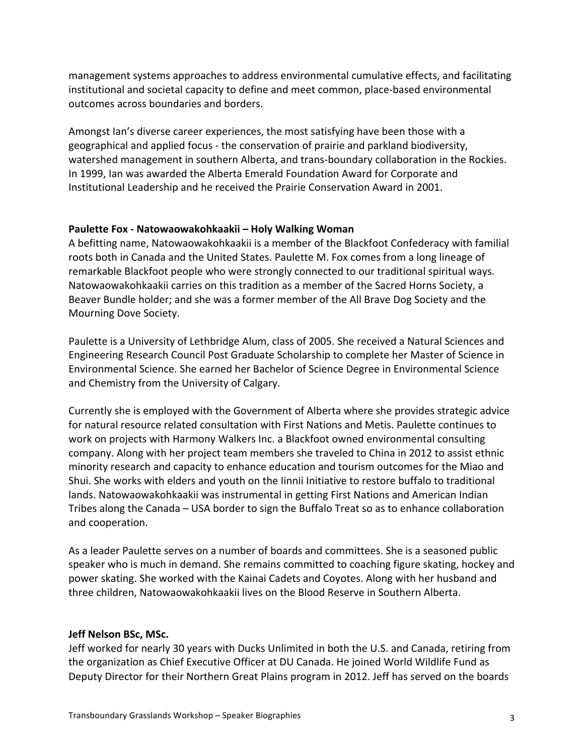management systems approaches to address environmental cumulative effects, and facilitating institutional and societal capacity to define and meet common, place-based environmental outcomes across boundaries and borders.

Amongst Ian's diverse career experiences, the most satisfying have been those with a geographical and applied focus - the conservation of prairie and parkland biodiversity, watershed management in southern Alberta, and trans-boundary collaboration in the Rockies. In 1999, Ian was awarded the Alberta Emerald Foundation Award for Corporate and Institutional Leadership and he received the Prairie Conservation Award in 2001.

**Paulette Fox - Natowaowakohkaakii – Holy Walking Woman**

A befitting name, Natowaowakohkaakii is a member of the Blackfoot Confederacy with familial roots both in Canada and the United States. Paulette M. Fox comes from a long lineage of remarkable Blackfoot people who were strongly connected to our traditional spiritual ways. Natowaowakohkaakii carries on this tradition as a member of the Sacred Horns Society, a Beaver Bundle holder; and she was a former member of the All Brave Dog Society and the Mourning Dove Society.

Paulette is a University of Lethbridge Alum, class of 2005. She received a Natural Sciences and Engineering Research Council Post Graduate Scholarship to complete her Master of Science in Environmental Science. She earned her Bachelor of Science Degree in Environmental Science and Chemistry from the University of Calgary.

Currently she is employed with the Government of Alberta where she provides strategic advice for natural resource related consultation with First Nations and Metis. Paulette continues to work on projects with Harmony Walkers Inc. a Blackfoot owned environmental consulting company. Along with her project team members she traveled to China in 2012 to assist ethnic minority research and capacity to enhance education and tourism outcomes for the Miao and Shui. She works with elders and youth on the Iinnii Initiative to restore buffalo to traditional lands. Natowaowakohkaakii was instrumental in getting First Nations and American Indian Tribes along the Canada – USA border to sign the Buffalo Treat so as to enhance collaboration and cooperation.

As a leader Paulette serves on a number of boards and committees. She is a seasoned public speaker who is much in demand. She remains committed to coaching figure skating, hockey and power skating. She worked with the Kainai Cadets and Coyotes. Along with her husband and three children, Natowaowakohkaakii lives on the Blood Reserve in Southern Alberta.

**Jeff Nelson BSc, MSc.**

Jeff worked for nearly 30 years with Ducks Unlimited in both the U.S. and Canada, retiring from the organization as Chief Executive Officer at DU Canada. He joined World Wildlife Fund as Deputy Director for their Northern Great Plains program in 2012. Jeff has served on the boards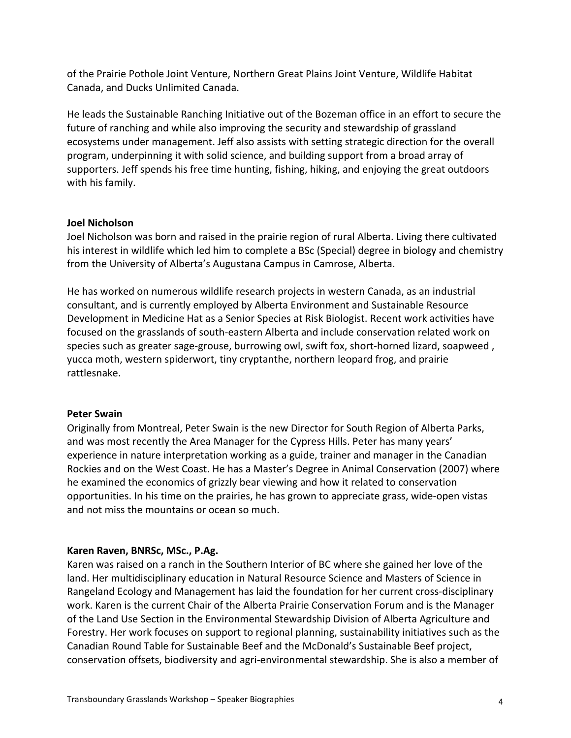of the Prairie Pothole Joint Venture, Northern Great Plains Joint Venture, Wildlife Habitat Canada, and Ducks Unlimited Canada.

He leads the Sustainable Ranching Initiative out of the Bozeman office in an effort to secure the future of ranching and while also improving the security and stewardship of grassland ecosystems under management. Jeff also assists with setting strategic direction for the overall program, underpinning it with solid science, and building support from a broad array of supporters. Jeff spends his free time hunting, fishing, hiking, and enjoying the great outdoors with his family.

**Joel Nicholson**
Joel Nicholson was born and raised in the prairie region of rural Alberta. Living there cultivated his interest in wildlife which led him to complete a BSc (Special) degree in biology and chemistry from the University of Alberta's Augustana Campus in Camrose, Alberta.

He has worked on numerous wildlife research projects in western Canada, as an industrial consultant, and is currently employed by Alberta Environment and Sustainable Resource Development in Medicine Hat as a Senior Species at Risk Biologist. Recent work activities have focused on the grasslands of south-eastern Alberta and include conservation related work on species such as greater sage-grouse, burrowing owl, swift fox, short-horned lizard, soapweed , yucca moth, western spiderwort, tiny cryptanthe, northern leopard frog, and prairie rattlesnake.

**Peter Swain**
Originally from Montreal, Peter Swain is the new Director for South Region of Alberta Parks, and was most recently the Area Manager for the Cypress Hills. Peter has many years' experience in nature interpretation working as a guide, trainer and manager in the Canadian Rockies and on the West Coast. He has a Master's Degree in Animal Conservation (2007) where he examined the economics of grizzly bear viewing and how it related to conservation opportunities. In his time on the prairies, he has grown to appreciate grass, wide-open vistas and not miss the mountains or ocean so much.

**Karen Raven, BNRSc, MSc., P.Ag.**
Karen was raised on a ranch in the Southern Interior of BC where she gained her love of the land. Her multidisciplinary education in Natural Resource Science and Masters of Science in Rangeland Ecology and Management has laid the foundation for her current cross-disciplinary work. Karen is the current Chair of the Alberta Prairie Conservation Forum and is the Manager of the Land Use Section in the Environmental Stewardship Division of Alberta Agriculture and Forestry. Her work focuses on support to regional planning, sustainability initiatives such as the Canadian Round Table for Sustainable Beef and the McDonald's Sustainable Beef project, conservation offsets, biodiversity and agri-environmental stewardship. She is also a member of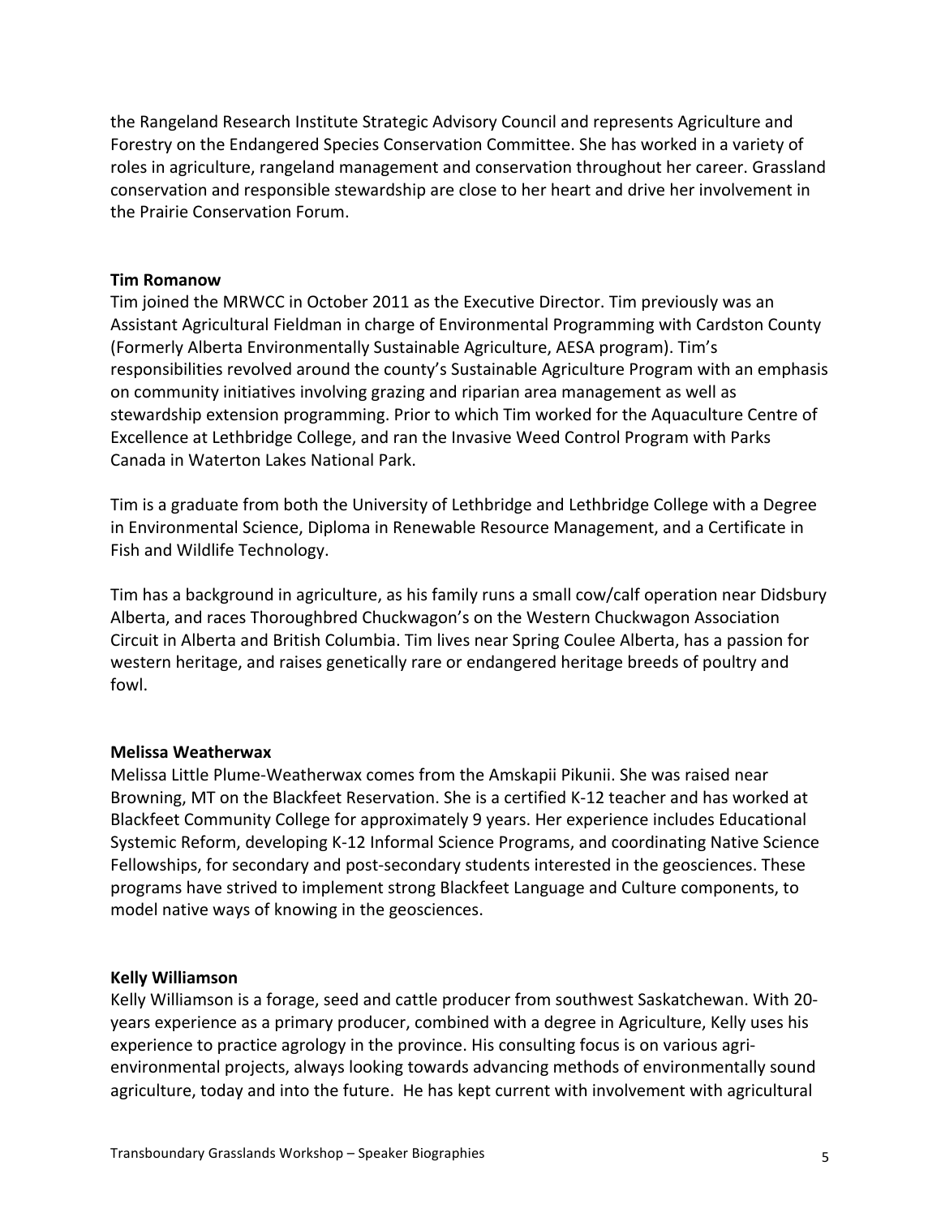the Rangeland Research Institute Strategic Advisory Council and represents Agriculture and Forestry on the Endangered Species Conservation Committee. She has worked in a variety of roles in agriculture, rangeland management and conservation throughout her career. Grassland conservation and responsible stewardship are close to her heart and drive her involvement in the Prairie Conservation Forum.

**Tim Romanow**

Tim joined the MRWCC in October 2011 as the Executive Director. Tim previously was an Assistant Agricultural Fieldman in charge of Environmental Programming with Cardston County (Formerly Alberta Environmentally Sustainable Agriculture, AESA program). Tim's responsibilities revolved around the county's Sustainable Agriculture Program with an emphasis on community initiatives involving grazing and riparian area management as well as stewardship extension programming. Prior to which Tim worked for the Aquaculture Centre of Excellence at Lethbridge College, and ran the Invasive Weed Control Program with Parks Canada in Waterton Lakes National Park.

Tim is a graduate from both the University of Lethbridge and Lethbridge College with a Degree in Environmental Science, Diploma in Renewable Resource Management, and a Certificate in Fish and Wildlife Technology.

Tim has a background in agriculture, as his family runs a small cow/calf operation near Didsbury Alberta, and races Thoroughbred Chuckwagon's on the Western Chuckwagon Association Circuit in Alberta and British Columbia. Tim lives near Spring Coulee Alberta, has a passion for western heritage, and raises genetically rare or endangered heritage breeds of poultry and fowl.

**Melissa Weatherwax**

Melissa Little Plume-Weatherwax comes from the Amskapii Pikunii. She was raised near Browning, MT on the Blackfeet Reservation. She is a certified K-12 teacher and has worked at Blackfeet Community College for approximately 9 years. Her experience includes Educational Systemic Reform, developing K-12 Informal Science Programs, and coordinating Native Science Fellowships, for secondary and post-secondary students interested in the geosciences. These programs have strived to implement strong Blackfeet Language and Culture components, to model native ways of knowing in the geosciences.

**Kelly Williamson**

Kelly Williamson is a forage, seed and cattle producer from southwest Saskatchewan. With 20-years experience as a primary producer, combined with a degree in Agriculture, Kelly uses his experience to practice agrology in the province. His consulting focus is on various agri-environmental projects, always looking towards advancing methods of environmentally sound agriculture, today and into the future. He has kept current with involvement with agricultural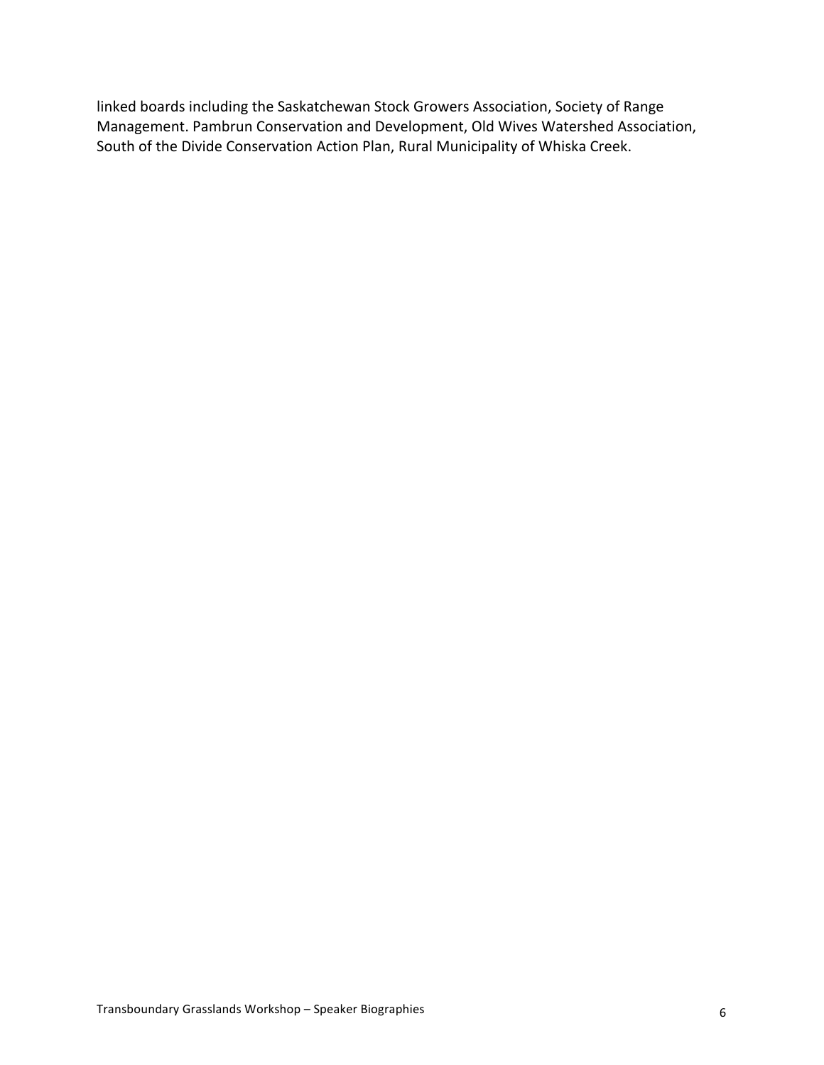linked boards including the Saskatchewan Stock Growers Association, Society of Range Management. Pambrun Conservation and Development, Old Wives Watershed Association, South of the Divide Conservation Action Plan, Rural Municipality of Whiska Creek.